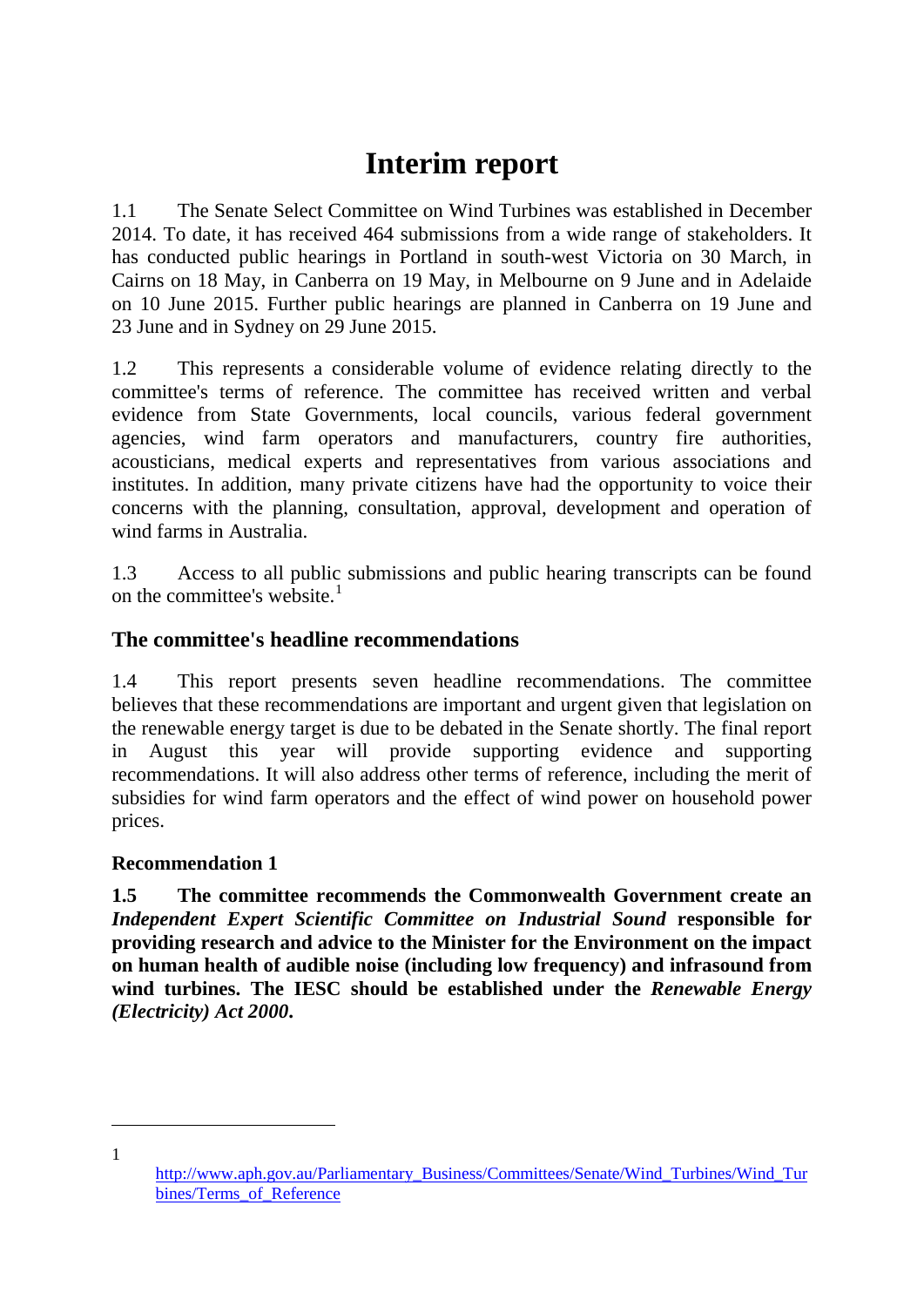# Interim report

1.1 The Senate Select Committee on Wind Turbines was established in December 2014. To date, it has received 464 submissions from a wide range of stakeholders. It has conducted public hearings in Portland in south-west Victoria on 30 March, in Cairns on 18 May, in Canberra on 19 May, in Melbourne on 9 June and in Adelaide on 10 June 2015. Further public hearings are planned in Canberra on 19 June and 23 June and in Sydney on 29 June 2015.

1.2 This represents a considerable volume of evidence relating directly to the committee's terms of reference. The committee has received written and verbal evidence from State Governments, local councils, various federal government agencies, wind farm operators and manufacturers, country fire authorities, acousticians, medical experts and representatives from various associations and institutes. In addition, many private citizens have had the opportunity to voice their concerns with the planning, consultation, approval, development and operation of wind farms in Australia.

1.3 Access to all public submissions and public hearing transcripts can be found on the committee's website.[1]

## The committee's headline recommendations

1.4 This report presents seven headline recommendations. The committee believes that these recommendations are important and urgent given that legislation on the renewable energy target is due to be debated in the Senate shortly. The final report in August this year will provide supporting evidence and supporting recommendations. It will also address other terms of reference, including the merit of subsidies for wind farm operators and the effect of wind power on household power prices.

### Recommendation 1

**1.5 The committee recommends the Commonwealth Government create an *Independent Expert Scientific Committee on Industrial Sound* responsible for providing research and advice to the Minister for the Environment on the impact on human health of audible noise (including low frequency) and infrasound from wind turbines. The IESC should be established under the *Renewable Energy (Electricity) Act 2000*.**

---

1 http://www.aph.gov.au/Parliamentary_Business/Committees/Senate/Wind_Turbines/Wind_Turbines/Terms_of_Reference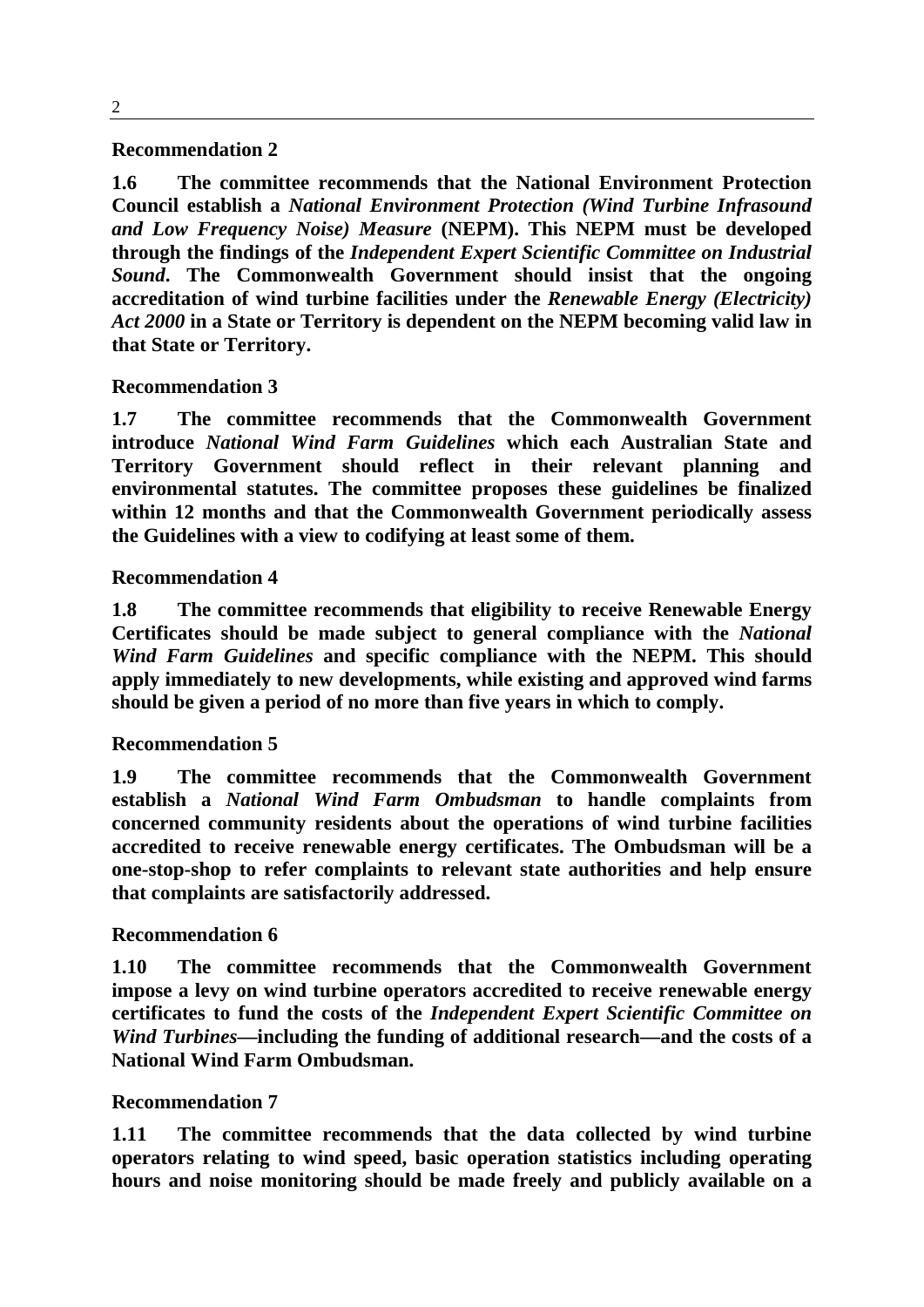**Recommendation 2**

**1.6 The committee recommends that the National Environment Protection Council establish a *National Environment Protection (Wind Turbine Infrasound and Low Frequency Noise) Measure* (NEPM). This NEPM must be developed through the findings of the *Independent Expert Scientific Committee on Industrial Sound*. The Commonwealth Government should insist that the ongoing accreditation of wind turbine facilities under the *Renewable Energy (Electricity) Act 2000* in a State or Territory is dependent on the NEPM becoming valid law in that State or Territory.**

**Recommendation 3**

**1.7 The committee recommends that the Commonwealth Government introduce *National Wind Farm Guidelines* which each Australian State and Territory Government should reflect in their relevant planning and environmental statutes. The committee proposes these guidelines be finalized within 12 months and that the Commonwealth Government periodically assess the Guidelines with a view to codifying at least some of them.**

**Recommendation 4**

**1.8 The committee recommends that eligibility to receive Renewable Energy Certificates should be made subject to general compliance with the *National Wind Farm Guidelines* and specific compliance with the NEPM. This should apply immediately to new developments, while existing and approved wind farms should be given a period of no more than five years in which to comply.**

**Recommendation 5**

**1.9 The committee recommends that the Commonwealth Government establish a *National Wind Farm Ombudsman* to handle complaints from concerned community residents about the operations of wind turbine facilities accredited to receive renewable energy certificates. The Ombudsman will be a one-stop-shop to refer complaints to relevant state authorities and help ensure that complaints are satisfactorily addressed.**

**Recommendation 6**

**1.10 The committee recommends that the Commonwealth Government impose a levy on wind turbine operators accredited to receive renewable energy certificates to fund the costs of the *Independent Expert Scientific Committee on Wind Turbines*—including the funding of additional research—and the costs of a National Wind Farm Ombudsman.**

**Recommendation 7**

**1.11 The committee recommends that the data collected by wind turbine operators relating to wind speed, basic operation statistics including operating hours and noise monitoring should be made freely and publicly available on a**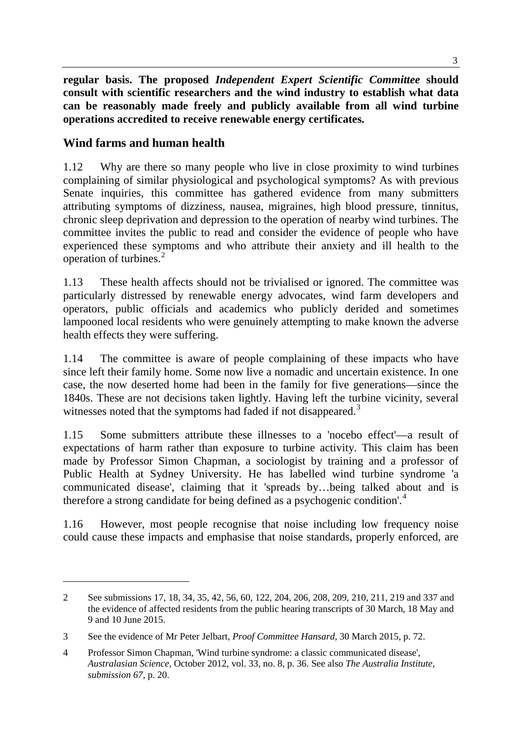**regular basis. The proposed *Independent Expert Scientific Committee* should consult with scientific researchers and the wind industry to establish what data can be reasonably made freely and publicly available from all wind turbine operations accredited to receive renewable energy certificates.**

## Wind farms and human health

1.12 Why are there so many people who live in close proximity to wind turbines complaining of similar physiological and psychological symptoms? As with previous Senate inquiries, this committee has gathered evidence from many submitters attributing symptoms of dizziness, nausea, migraines, high blood pressure, tinnitus, chronic sleep deprivation and depression to the operation of nearby wind turbines. The committee invites the public to read and consider the evidence of people who have experienced these symptoms and who attribute their anxiety and ill health to the operation of turbines.[2]

1.13 These health affects should not be trivialised or ignored. The committee was particularly distressed by renewable energy advocates, wind farm developers and operators, public officials and academics who publicly derided and sometimes lampooned local residents who were genuinely attempting to make known the adverse health effects they were suffering.

1.14 The committee is aware of people complaining of these impacts who have since left their family home. Some now live a nomadic and uncertain existence. In one case, the now deserted home had been in the family for five generations—since the 1840s. These are not decisions taken lightly. Having left the turbine vicinity, several witnesses noted that the symptoms had faded if not disappeared.[3]

1.15 Some submitters attribute these illnesses to a 'nocebo effect'—a result of expectations of harm rather than exposure to turbine activity. This claim has been made by Professor Simon Chapman, a sociologist by training and a professor of Public Health at Sydney University. He has labelled wind turbine syndrome 'a communicated disease', claiming that it 'spreads by…being talked about and is therefore a strong candidate for being defined as a psychogenic condition'.[4]

1.16 However, most people recognise that noise including low frequency noise could cause these impacts and emphasise that noise standards, properly enforced, are

---

2 See submissions 17, 18, 34, 35, 42, 56, 60, 122, 204, 206, 208, 209, 210, 211, 219 and 337 and the evidence of affected residents from the public hearing transcripts of 30 March, 18 May and 9 and 10 June 2015.

3 See the evidence of Mr Peter Jelbart, *Proof Committee Hansard*, 30 March 2015, p. 72.

4 Professor Simon Chapman, 'Wind turbine syndrome: a classic communicated disease', *Australasian Science*, October 2012, vol. 33, no. 8, p. 36. See also *The Australia Institute, submission 67*, p. 20.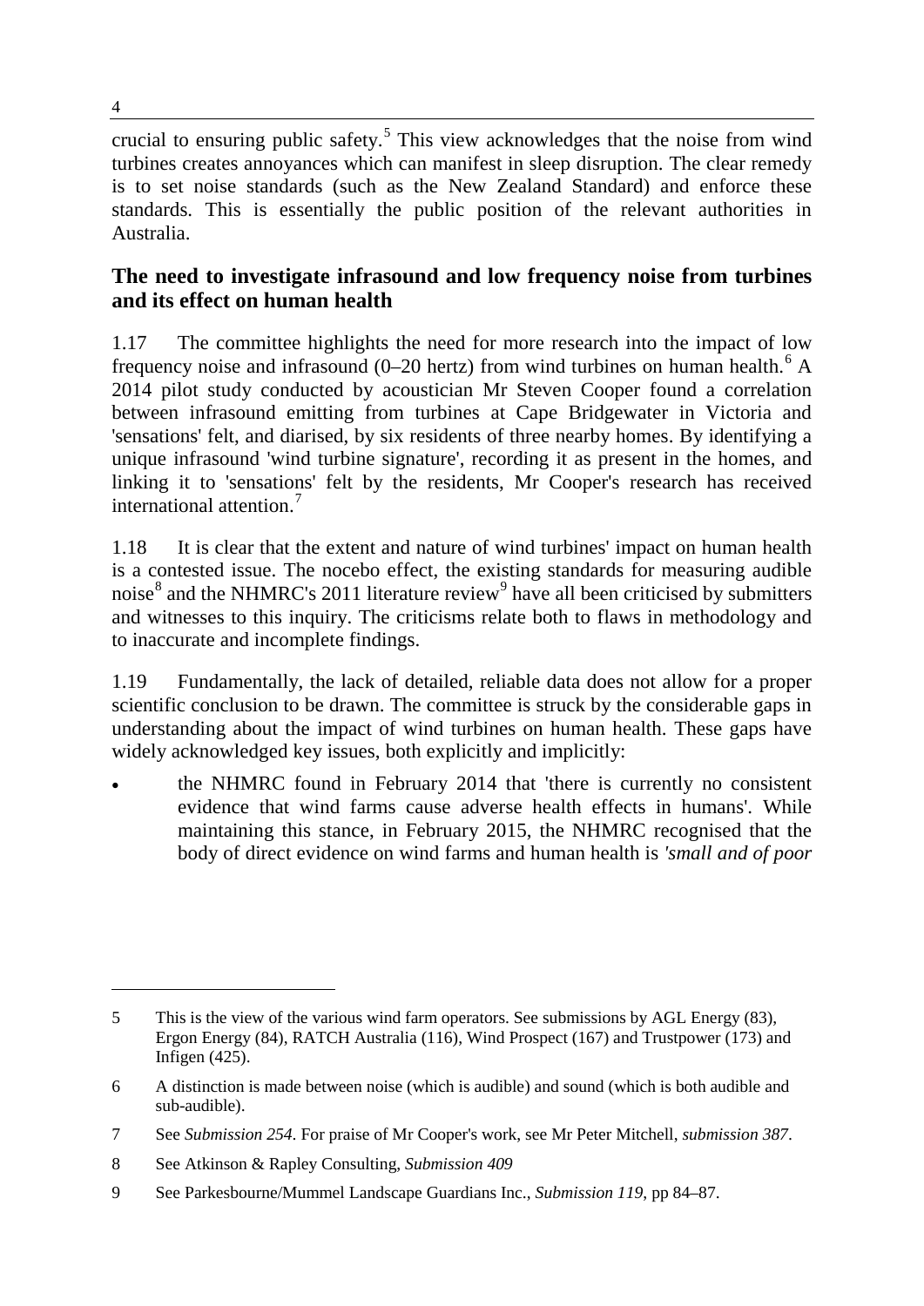crucial to ensuring public safety.[5] This view acknowledges that the noise from wind turbines creates annoyances which can manifest in sleep disruption. The clear remedy is to set noise standards (such as the New Zealand Standard) and enforce these standards. This is essentially the public position of the relevant authorities in Australia.

### The need to investigate infrasound and low frequency noise from turbines and its effect on human health

1.17 The committee highlights the need for more research into the impact of low frequency noise and infrasound (0–20 hertz) from wind turbines on human health.[6] A 2014 pilot study conducted by acoustician Mr Steven Cooper found a correlation between infrasound emitting from turbines at Cape Bridgewater in Victoria and 'sensations' felt, and diarised, by six residents of three nearby homes. By identifying a unique infrasound 'wind turbine signature', recording it as present in the homes, and linking it to 'sensations' felt by the residents, Mr Cooper's research has received international attention.[7]

1.18 It is clear that the extent and nature of wind turbines' impact on human health is a contested issue. The nocebo effect, the existing standards for measuring audible noise[8] and the NHMRC's 2011 literature review[9] have all been criticised by submitters and witnesses to this inquiry. The criticisms relate both to flaws in methodology and to inaccurate and incomplete findings.

1.19 Fundamentally, the lack of detailed, reliable data does not allow for a proper scientific conclusion to be drawn. The committee is struck by the considerable gaps in understanding about the impact of wind turbines on human health. These gaps have widely acknowledged key issues, both explicitly and implicitly:

- the NHMRC found in February 2014 that 'there is currently no consistent evidence that wind farms cause adverse health effects in humans'. While maintaining this stance, in February 2015, the NHMRC recognised that the body of direct evidence on wind farms and human health is *'small and of poor*

---

5 This is the view of the various wind farm operators. See submissions by AGL Energy (83), Ergon Energy (84), RATCH Australia (116), Wind Prospect (167) and Trustpower (173) and Infigen (425).

6 A distinction is made between noise (which is audible) and sound (which is both audible and sub-audible).

7 See *Submission 254*. For praise of Mr Cooper's work, see Mr Peter Mitchell, *submission 387*.

8 See Atkinson & Rapley Consulting, *Submission 409*

9 See Parkesbourne/Mummel Landscape Guardians Inc., *Submission 119*, pp 84–87.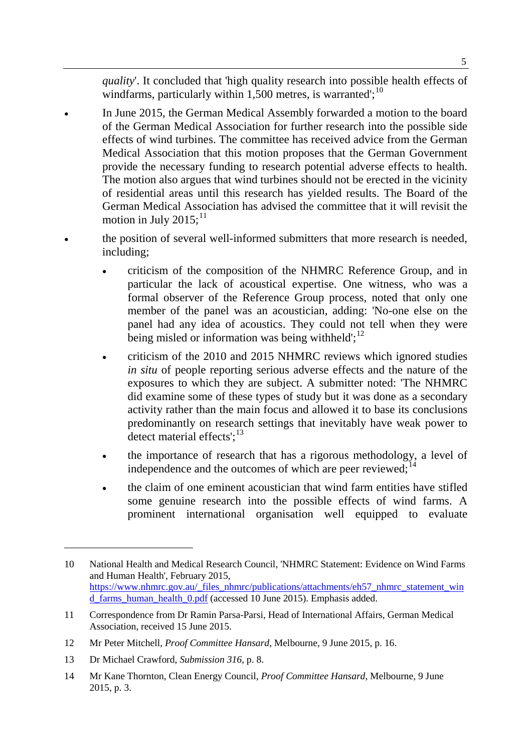*quality*'. It concluded that 'high quality research into possible health effects of windfarms, particularly within 1,500 metres, is warranted';[10]

- In June 2015, the German Medical Assembly forwarded a motion to the board of the German Medical Association for further research into the possible side effects of wind turbines. The committee has received advice from the German Medical Association that this motion proposes that the German Government provide the necessary funding to research potential adverse effects to health. The motion also argues that wind turbines should not be erected in the vicinity of residential areas until this research has yielded results. The Board of the German Medical Association has advised the committee that it will revisit the motion in July 2015;[11]
- the position of several well-informed submitters that more research is needed, including;
  - criticism of the composition of the NHMRC Reference Group, and in particular the lack of acoustical expertise. One witness, who was a formal observer of the Reference Group process, noted that only one member of the panel was an acoustician, adding: 'No-one else on the panel had any idea of acoustics. They could not tell when they were being misled or information was being withheld';[12]
  - criticism of the 2010 and 2015 NHMRC reviews which ignored studies *in situ* of people reporting serious adverse effects and the nature of the exposures to which they are subject. A submitter noted: 'The NHMRC did examine some of these types of study but it was done as a secondary activity rather than the main focus and allowed it to base its conclusions predominantly on research settings that inevitably have weak power to detect material effects';[13]
  - the importance of research that has a rigorous methodology, a level of independence and the outcomes of which are peer reviewed;[14]
  - the claim of one eminent acoustician that wind farm entities have stifled some genuine research into the possible effects of wind farms. A prominent international organisation well equipped to evaluate

---

10 National Health and Medical Research Council, 'NHMRC Statement: Evidence on Wind Farms and Human Health', February 2015, https://www.nhmrc.gov.au/_files_nhmrc/publications/attachments/eh57_nhmrc_statement_wind_farms_human_health_0.pdf (accessed 10 June 2015). Emphasis added.

11 Correspondence from Dr Ramin Parsa-Parsi, Head of International Affairs, German Medical Association, received 15 June 2015.

12 Mr Peter Mitchell, *Proof Committee Hansard*, Melbourne, 9 June 2015, p. 16.

13 Dr Michael Crawford, *Submission 316*, p. 8.

14 Mr Kane Thornton, Clean Energy Council, *Proof Committee Hansard*, Melbourne, 9 June 2015, p. 3.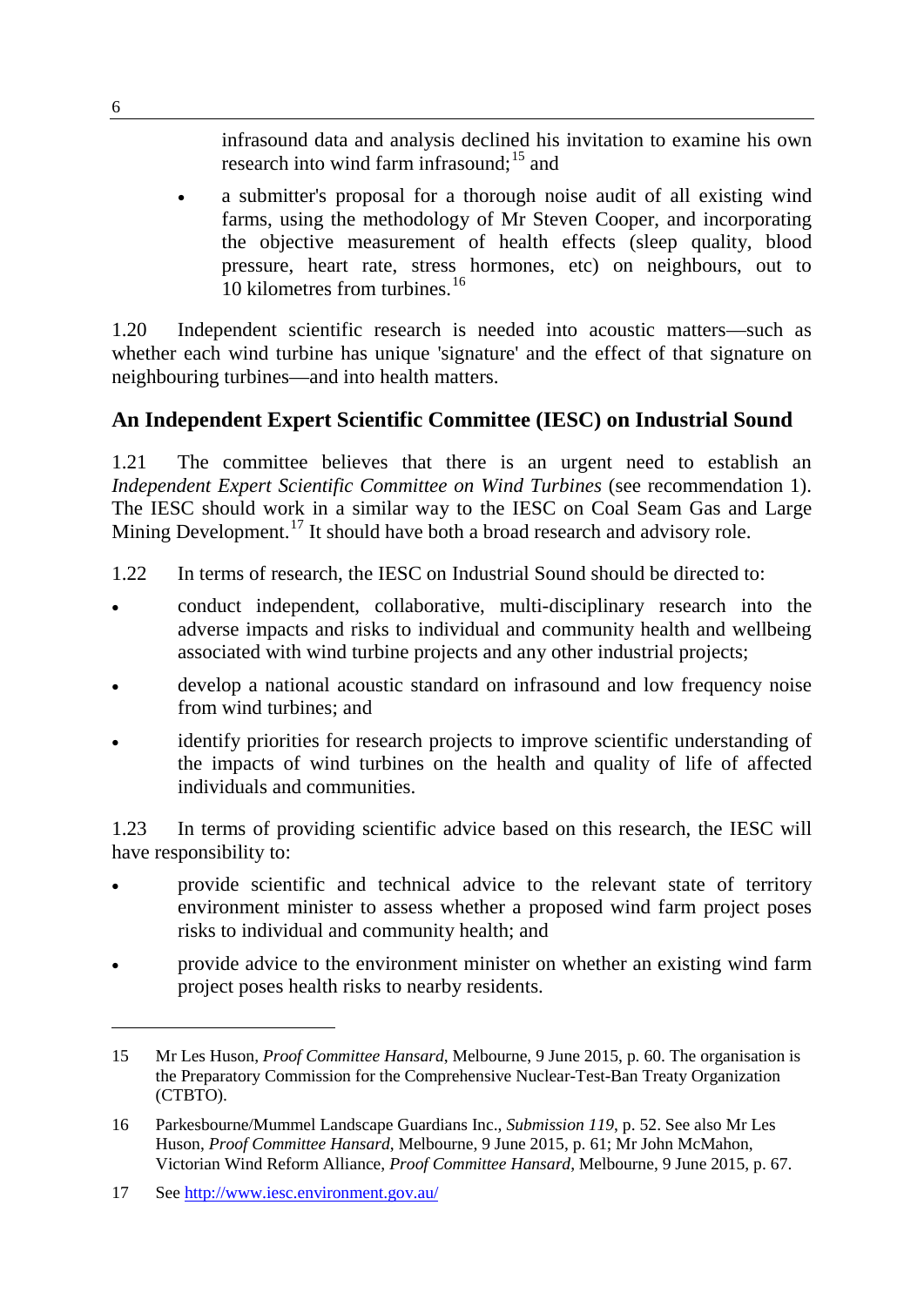infrasound data and analysis declined his invitation to examine his own research into wind farm infrasound;[15] and

- a submitter's proposal for a thorough noise audit of all existing wind farms, using the methodology of Mr Steven Cooper, and incorporating the objective measurement of health effects (sleep quality, blood pressure, heart rate, stress hormones, etc) on neighbours, out to 10 kilometres from turbines.[16]

1.20 Independent scientific research is needed into acoustic matters—such as whether each wind turbine has unique 'signature' and the effect of that signature on neighbouring turbines—and into health matters.

## An Independent Expert Scientific Committee (IESC) on Industrial Sound

1.21 The committee believes that there is an urgent need to establish an *Independent Expert Scientific Committee on Wind Turbines* (see recommendation 1). The IESC should work in a similar way to the IESC on Coal Seam Gas and Large Mining Development.[17] It should have both a broad research and advisory role.

1.22 In terms of research, the IESC on Industrial Sound should be directed to:

- conduct independent, collaborative, multi-disciplinary research into the adverse impacts and risks to individual and community health and wellbeing associated with wind turbine projects and any other industrial projects;
- develop a national acoustic standard on infrasound and low frequency noise from wind turbines; and
- identify priorities for research projects to improve scientific understanding of the impacts of wind turbines on the health and quality of life of affected individuals and communities.

1.23 In terms of providing scientific advice based on this research, the IESC will have responsibility to:

- provide scientific and technical advice to the relevant state of territory environment minister to assess whether a proposed wind farm project poses risks to individual and community health; and
- provide advice to the environment minister on whether an existing wind farm project poses health risks to nearby residents.

---

15 Mr Les Huson, *Proof Committee Hansard*, Melbourne, 9 June 2015, p. 60. The organisation is the Preparatory Commission for the Comprehensive Nuclear-Test-Ban Treaty Organization (CTBTO).

16 Parkesbourne/Mummel Landscape Guardians Inc., *Submission 119*, p. 52. See also Mr Les Huson, *Proof Committee Hansard*, Melbourne, 9 June 2015, p. 61; Mr John McMahon, Victorian Wind Reform Alliance, *Proof Committee Hansard*, Melbourne, 9 June 2015, p. 67.

17 See http://www.iesc.environment.gov.au/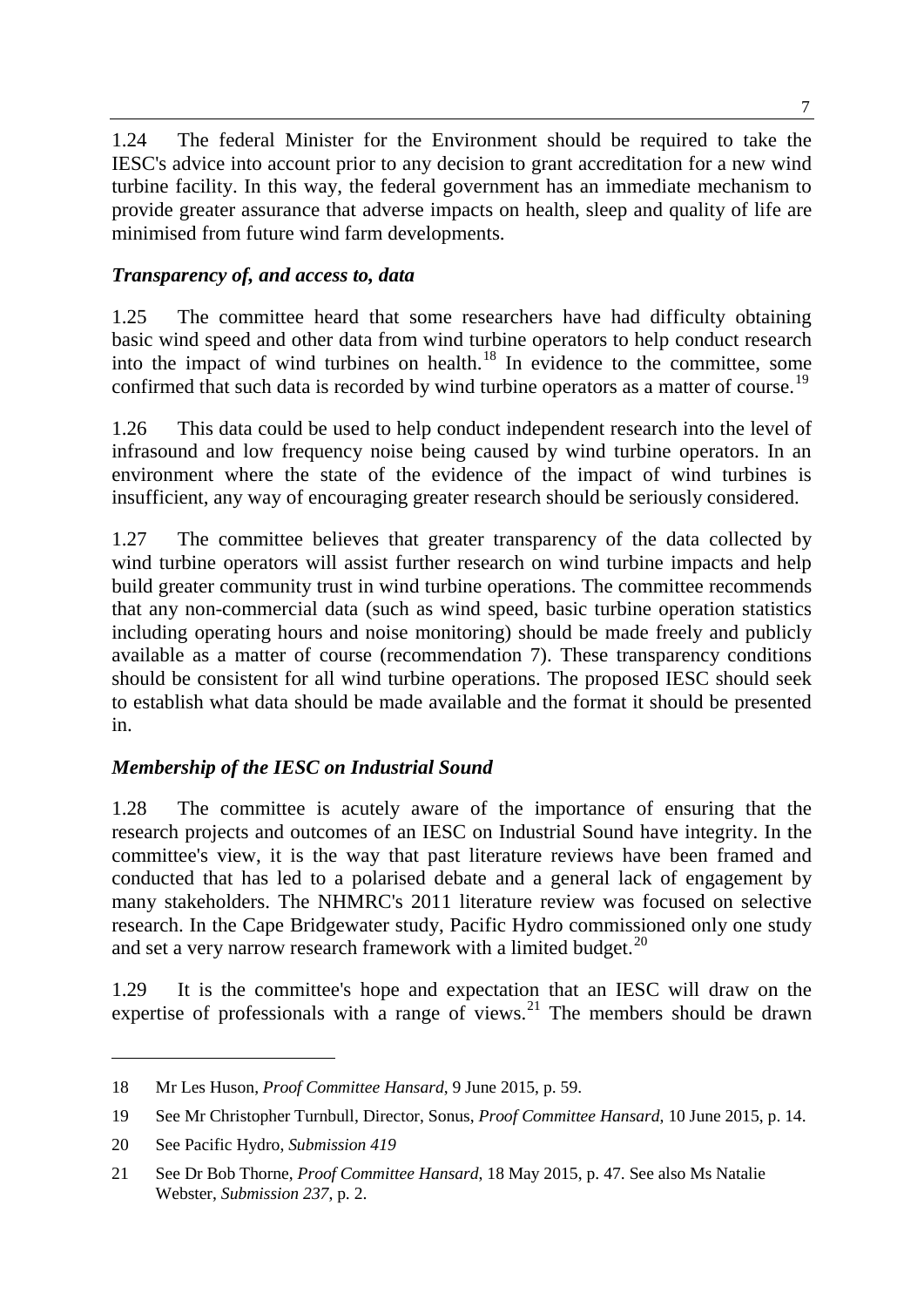1.24 The federal Minister for the Environment should be required to take the IESC's advice into account prior to any decision to grant accreditation for a new wind turbine facility. In this way, the federal government has an immediate mechanism to provide greater assurance that adverse impacts on health, sleep and quality of life are minimised from future wind farm developments.

### *Transparency of, and access to, data*

1.25 The committee heard that some researchers have had difficulty obtaining basic wind speed and other data from wind turbine operators to help conduct research into the impact of wind turbines on health.[18] In evidence to the committee, some confirmed that such data is recorded by wind turbine operators as a matter of course.[19]

1.26 This data could be used to help conduct independent research into the level of infrasound and low frequency noise being caused by wind turbine operators. In an environment where the state of the evidence of the impact of wind turbines is insufficient, any way of encouraging greater research should be seriously considered.

1.27 The committee believes that greater transparency of the data collected by wind turbine operators will assist further research on wind turbine impacts and help build greater community trust in wind turbine operations. The committee recommends that any non-commercial data (such as wind speed, basic turbine operation statistics including operating hours and noise monitoring) should be made freely and publicly available as a matter of course (recommendation 7). These transparency conditions should be consistent for all wind turbine operations. The proposed IESC should seek to establish what data should be made available and the format it should be presented in.

### *Membership of the IESC on Industrial Sound*

1.28 The committee is acutely aware of the importance of ensuring that the research projects and outcomes of an IESC on Industrial Sound have integrity. In the committee's view, it is the way that past literature reviews have been framed and conducted that has led to a polarised debate and a general lack of engagement by many stakeholders. The NHMRC's 2011 literature review was focused on selective research. In the Cape Bridgewater study, Pacific Hydro commissioned only one study and set a very narrow research framework with a limited budget.[20]

1.29 It is the committee's hope and expectation that an IESC will draw on the expertise of professionals with a range of views.[21] The members should be drawn

---

18 Mr Les Huson, *Proof Committee Hansard*, 9 June 2015, p. 59.

19 See Mr Christopher Turnbull, Director, Sonus, *Proof Committee Hansard*, 10 June 2015, p. 14.

20 See Pacific Hydro, *Submission 419*

21 See Dr Bob Thorne, *Proof Committee Hansard*, 18 May 2015, p. 47. See also Ms Natalie Webster, *Submission 237*, p. 2.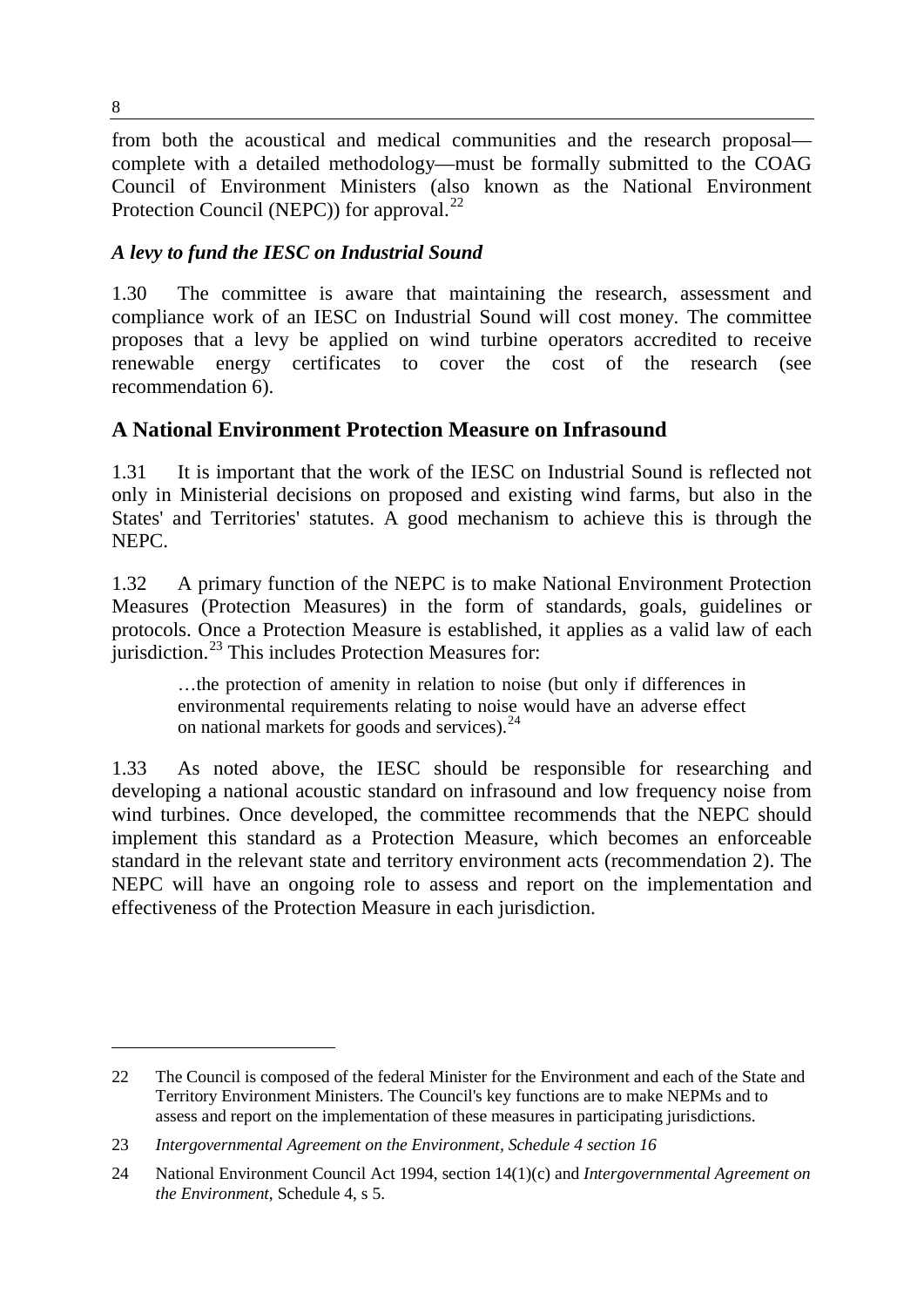from both the acoustical and medical communities and the research proposal—complete with a detailed methodology—must be formally submitted to the COAG Council of Environment Ministers (also known as the National Environment Protection Council (NEPC)) for approval.[22]

### *A levy to fund the IESC on Industrial Sound*

1.30 The committee is aware that maintaining the research, assessment and compliance work of an IESC on Industrial Sound will cost money. The committee proposes that a levy be applied on wind turbine operators accredited to receive renewable energy certificates to cover the cost of the research (see recommendation 6).

## A National Environment Protection Measure on Infrasound

1.31 It is important that the work of the IESC on Industrial Sound is reflected not only in Ministerial decisions on proposed and existing wind farms, but also in the States' and Territories' statutes. A good mechanism to achieve this is through the NEPC.

1.32 A primary function of the NEPC is to make National Environment Protection Measures (Protection Measures) in the form of standards, goals, guidelines or protocols. Once a Protection Measure is established, it applies as a valid law of each jurisdiction.[23] This includes Protection Measures for:

> …the protection of amenity in relation to noise (but only if differences in environmental requirements relating to noise would have an adverse effect on national markets for goods and services).[24]

1.33 As noted above, the IESC should be responsible for researching and developing a national acoustic standard on infrasound and low frequency noise from wind turbines. Once developed, the committee recommends that the NEPC should implement this standard as a Protection Measure, which becomes an enforceable standard in the relevant state and territory environment acts (recommendation 2). The NEPC will have an ongoing role to assess and report on the implementation and effectiveness of the Protection Measure in each jurisdiction.

---

22 The Council is composed of the federal Minister for the Environment and each of the State and Territory Environment Ministers. The Council's key functions are to make NEPMs and to assess and report on the implementation of these measures in participating jurisdictions.

23 *Intergovernmental Agreement on the Environment, Schedule 4 section 16*

24 National Environment Council Act 1994, section 14(1)(c) and *Intergovernmental Agreement on the Environment*, Schedule 4, s 5.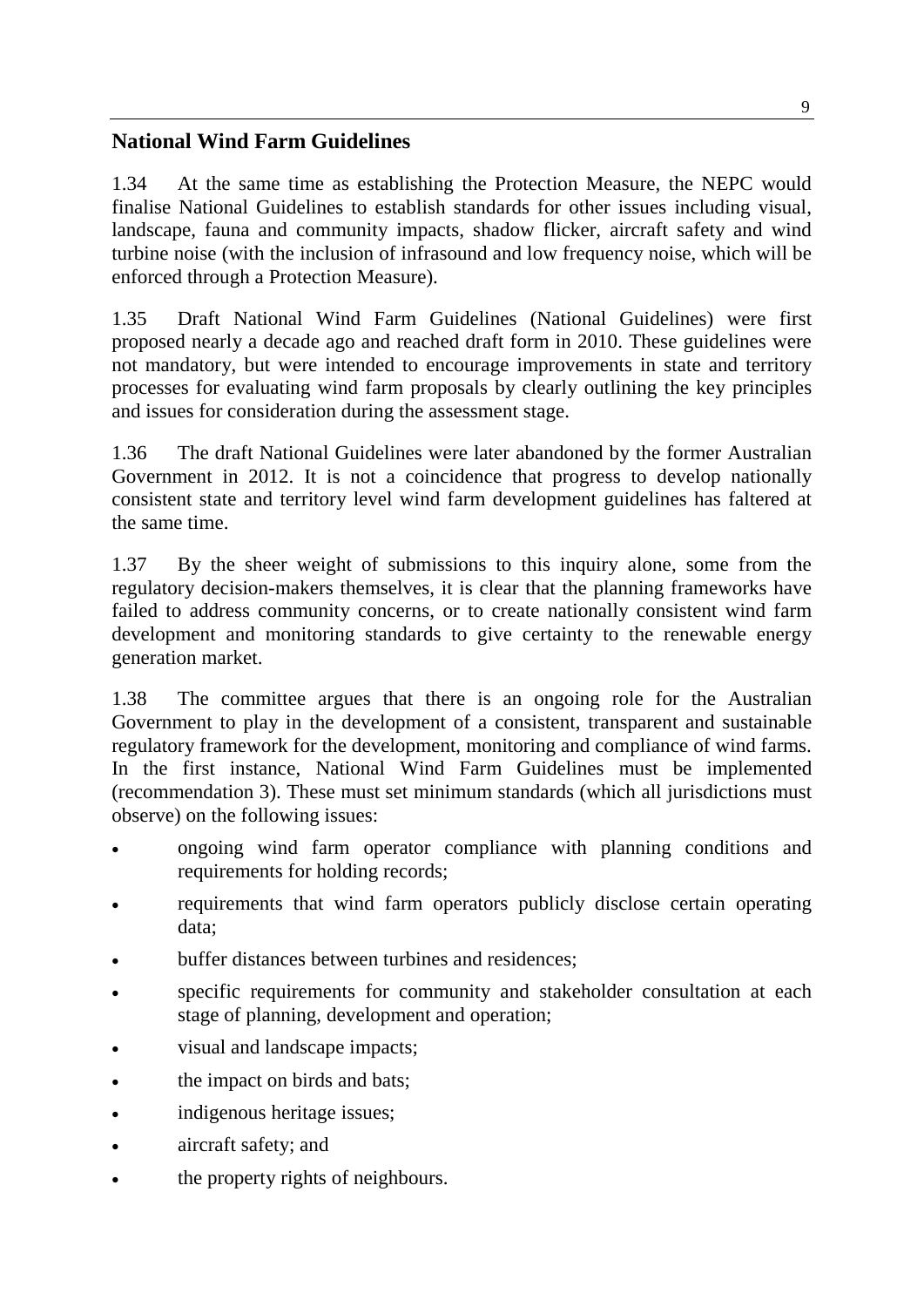## National Wind Farm Guidelines

1.34 At the same time as establishing the Protection Measure, the NEPC would finalise National Guidelines to establish standards for other issues including visual, landscape, fauna and community impacts, shadow flicker, aircraft safety and wind turbine noise (with the inclusion of infrasound and low frequency noise, which will be enforced through a Protection Measure).

1.35 Draft National Wind Farm Guidelines (National Guidelines) were first proposed nearly a decade ago and reached draft form in 2010. These guidelines were not mandatory, but were intended to encourage improvements in state and territory processes for evaluating wind farm proposals by clearly outlining the key principles and issues for consideration during the assessment stage.

1.36 The draft National Guidelines were later abandoned by the former Australian Government in 2012. It is not a coincidence that progress to develop nationally consistent state and territory level wind farm development guidelines has faltered at the same time.

1.37 By the sheer weight of submissions to this inquiry alone, some from the regulatory decision-makers themselves, it is clear that the planning frameworks have failed to address community concerns, or to create nationally consistent wind farm development and monitoring standards to give certainty to the renewable energy generation market.

1.38 The committee argues that there is an ongoing role for the Australian Government to play in the development of a consistent, transparent and sustainable regulatory framework for the development, monitoring and compliance of wind farms. In the first instance, National Wind Farm Guidelines must be implemented (recommendation 3). These must set minimum standards (which all jurisdictions must observe) on the following issues:

- ongoing wind farm operator compliance with planning conditions and requirements for holding records;
- requirements that wind farm operators publicly disclose certain operating data;
- buffer distances between turbines and residences;
- specific requirements for community and stakeholder consultation at each stage of planning, development and operation;
- visual and landscape impacts;
- the impact on birds and bats;
- indigenous heritage issues;
- aircraft safety; and
- the property rights of neighbours.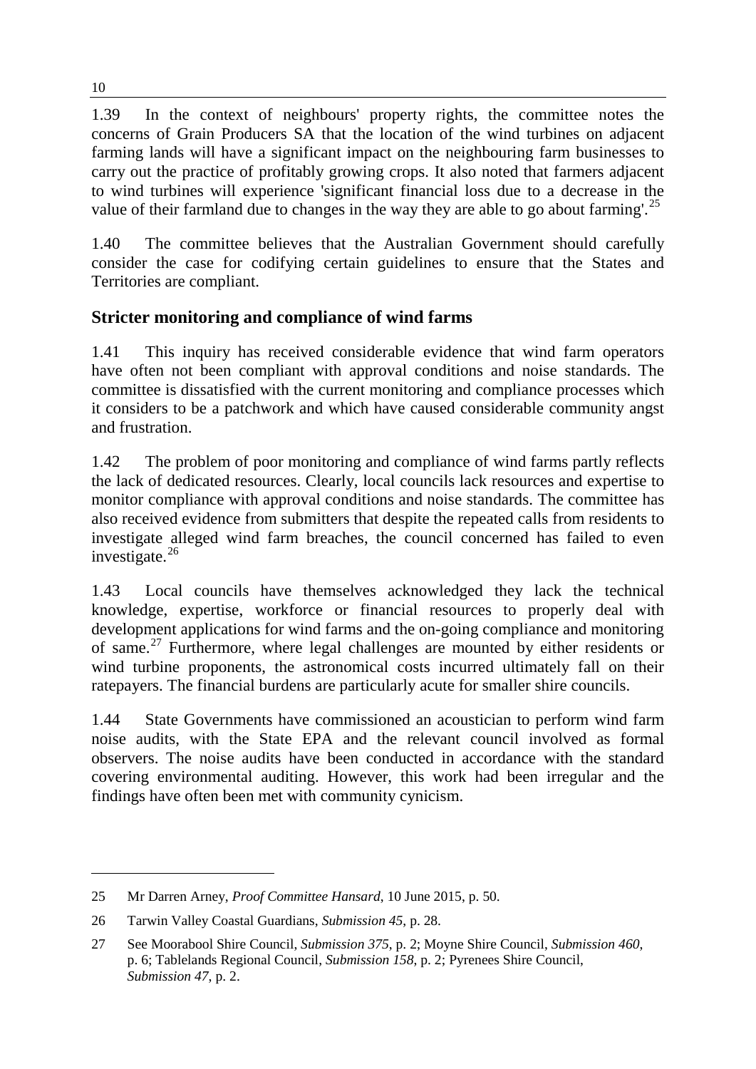1.39 In the context of neighbours' property rights, the committee notes the concerns of Grain Producers SA that the location of the wind turbines on adjacent farming lands will have a significant impact on the neighbouring farm businesses to carry out the practice of profitably growing crops. It also noted that farmers adjacent to wind turbines will experience 'significant financial loss due to a decrease in the value of their farmland due to changes in the way they are able to go about farming'.[25]

1.40 The committee believes that the Australian Government should carefully consider the case for codifying certain guidelines to ensure that the States and Territories are compliant.

## Stricter monitoring and compliance of wind farms

1.41 This inquiry has received considerable evidence that wind farm operators have often not been compliant with approval conditions and noise standards. The committee is dissatisfied with the current monitoring and compliance processes which it considers to be a patchwork and which have caused considerable community angst and frustration.

1.42 The problem of poor monitoring and compliance of wind farms partly reflects the lack of dedicated resources. Clearly, local councils lack resources and expertise to monitor compliance with approval conditions and noise standards. The committee has also received evidence from submitters that despite the repeated calls from residents to investigate alleged wind farm breaches, the council concerned has failed to even investigate.[26]

1.43 Local councils have themselves acknowledged they lack the technical knowledge, expertise, workforce or financial resources to properly deal with development applications for wind farms and the on-going compliance and monitoring of same.[27] Furthermore, where legal challenges are mounted by either residents or wind turbine proponents, the astronomical costs incurred ultimately fall on their ratepayers. The financial burdens are particularly acute for smaller shire councils.

1.44 State Governments have commissioned an acoustician to perform wind farm noise audits, with the State EPA and the relevant council involved as formal observers. The noise audits have been conducted in accordance with the standard covering environmental auditing. However, this work had been irregular and the findings have often been met with community cynicism.

---

25 Mr Darren Arney, *Proof Committee Hansard*, 10 June 2015, p. 50.

26 Tarwin Valley Coastal Guardians, *Submission 45*, p. 28.

27 See Moorabool Shire Council, *Submission 375*, p. 2; Moyne Shire Council, *Submission 460*, p. 6; Tablelands Regional Council, *Submission 158*, p. 2; Pyrenees Shire Council, *Submission 47*, p. 2.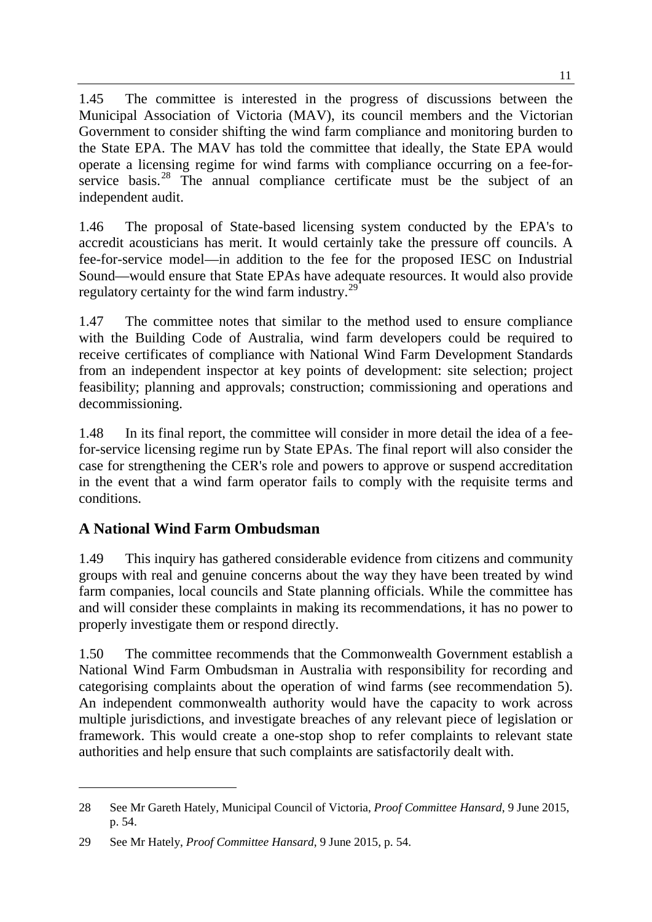1.45 The committee is interested in the progress of discussions between the Municipal Association of Victoria (MAV), its council members and the Victorian Government to consider shifting the wind farm compliance and monitoring burden to the State EPA. The MAV has told the committee that ideally, the State EPA would operate a licensing regime for wind farms with compliance occurring on a fee-for-service basis.[28] The annual compliance certificate must be the subject of an independent audit.

1.46 The proposal of State-based licensing system conducted by the EPA's to accredit acousticians has merit. It would certainly take the pressure off councils. A fee-for-service model—in addition to the fee for the proposed IESC on Industrial Sound—would ensure that State EPAs have adequate resources. It would also provide regulatory certainty for the wind farm industry.[29]

1.47 The committee notes that similar to the method used to ensure compliance with the Building Code of Australia, wind farm developers could be required to receive certificates of compliance with National Wind Farm Development Standards from an independent inspector at key points of development: site selection; project feasibility; planning and approvals; construction; commissioning and operations and decommissioning.

1.48 In its final report, the committee will consider in more detail the idea of a fee-for-service licensing regime run by State EPAs. The final report will also consider the case for strengthening the CER's role and powers to approve or suspend accreditation in the event that a wind farm operator fails to comply with the requisite terms and conditions.

## A National Wind Farm Ombudsman

1.49 This inquiry has gathered considerable evidence from citizens and community groups with real and genuine concerns about the way they have been treated by wind farm companies, local councils and State planning officials. While the committee has and will consider these complaints in making its recommendations, it has no power to properly investigate them or respond directly.

1.50 The committee recommends that the Commonwealth Government establish a National Wind Farm Ombudsman in Australia with responsibility for recording and categorising complaints about the operation of wind farms (see recommendation 5). An independent commonwealth authority would have the capacity to work across multiple jurisdictions, and investigate breaches of any relevant piece of legislation or framework. This would create a one-stop shop to refer complaints to relevant state authorities and help ensure that such complaints are satisfactorily dealt with.

---

28 See Mr Gareth Hately, Municipal Council of Victoria, *Proof Committee Hansard*, 9 June 2015, p. 54.

29 See Mr Hately, *Proof Committee Hansard*, 9 June 2015, p. 54.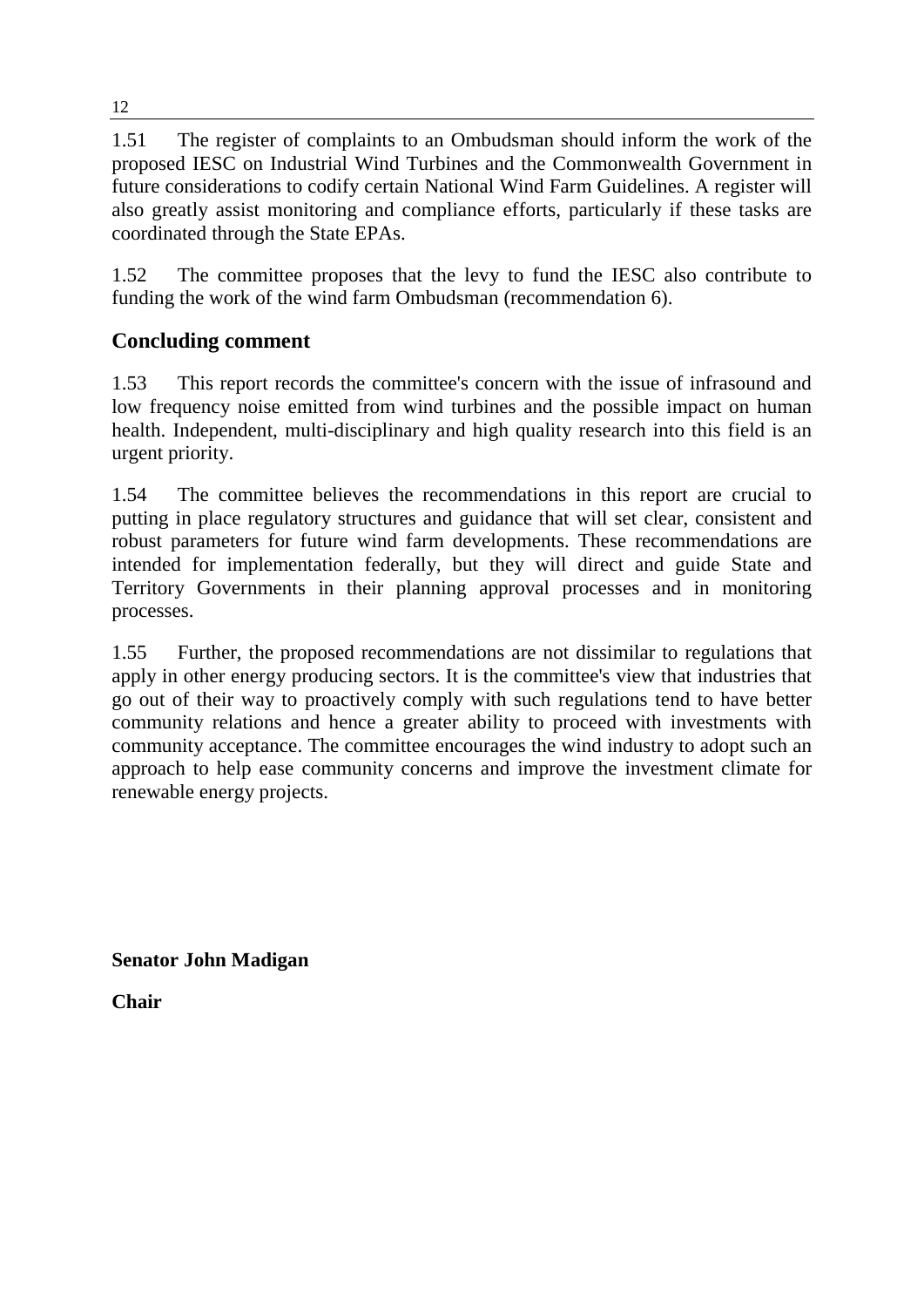1.51 The register of complaints to an Ombudsman should inform the work of the proposed IESC on Industrial Wind Turbines and the Commonwealth Government in future considerations to codify certain National Wind Farm Guidelines. A register will also greatly assist monitoring and compliance efforts, particularly if these tasks are coordinated through the State EPAs.

1.52 The committee proposes that the levy to fund the IESC also contribute to funding the work of the wind farm Ombudsman (recommendation 6).

## Concluding comment

1.53 This report records the committee's concern with the issue of infrasound and low frequency noise emitted from wind turbines and the possible impact on human health. Independent, multi-disciplinary and high quality research into this field is an urgent priority.

1.54 The committee believes the recommendations in this report are crucial to putting in place regulatory structures and guidance that will set clear, consistent and robust parameters for future wind farm developments. These recommendations are intended for implementation federally, but they will direct and guide State and Territory Governments in their planning approval processes and in monitoring processes.

1.55 Further, the proposed recommendations are not dissimilar to regulations that apply in other energy producing sectors. It is the committee's view that industries that go out of their way to proactively comply with such regulations tend to have better community relations and hence a greater ability to proceed with investments with community acceptance. The committee encourages the wind industry to adopt such an approach to help ease community concerns and improve the investment climate for renewable energy projects.

**Senator John Madigan**

**Chair**